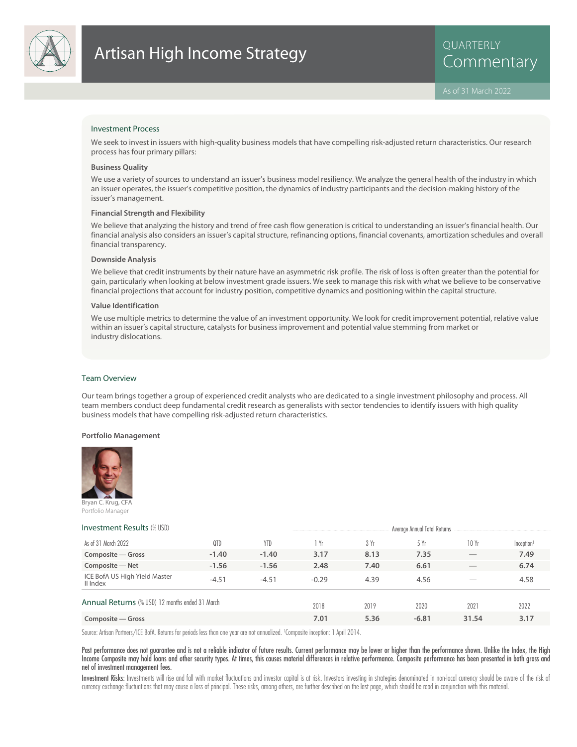# Artisan High Income Strategy

QUARTERLY Commentary

As of 31 March 2022

## Investment Process

We seek to invest in issuers with high-quality business models that have compelling risk-adjusted return characteristics. Our research process has four primary pillars:

**Business Quality**

We use a variety of sources to understand an issuer's business model resiliency. We analyze the general health of the industry in which an issuer operates, the issuer's competitive position, the dynamics of industry participants and the decision-making history of the issuer's management.

**Financial Strength and Flexibility**

We believe that analyzing the history and trend of free cash flow generation is critical to understanding an issuer's financial health. Our financial analysis also considers an issuer's capital structure, refinancing options, financial covenants, amortization schedules and overall financial transparency.

**Downside Analysis**

We believe that credit instruments by their nature have an asymmetric risk profile. The risk of loss is often greater than the potential for gain, particularly when looking at below investment grade issuers. We seek to manage this risk with what we believe to be conservative financial projections that account for industry position, competitive dynamics and positioning within the capital structure.

**Value Identification**

We use multiple metrics to determine the value of an investment opportunity. We look for credit improvement potential, relative value within an issuer's capital structure, catalysts for business improvement and potential value stemming from market or industry dislocations.

## Team Overview

Our team brings together a group of experienced credit analysts who are dedicated to a single investment philosophy and process. All team members conduct deep fundamental credit research as generalists with sector tendencies to identify issuers with high quality business models that have compelling risk-adjusted return characteristics.

**Portfolio Management**

Bryan C. Krug, CFA
Portfolio Manager

## Investment Results (% USD)

| As of 31 March 2022 | QTD | YTD | Average Annual Total Returns 1 Yr | 3 Yr | 5 Yr | 10 Yr | Inception[1] |
|---|---|---|---|---|---|---|---|
| **Composite — Gross** | -1.40 | -1.40 | 3.17 | 8.13 | 7.35 | — | 7.49 |
| **Composite — Net** | -1.56 | -1.56 | 2.48 | 7.40 | 6.61 | — | 6.74 |
| ICE BofA US High Yield Master II Index | -4.51 | -4.51 | -0.29 | 4.39 | 4.56 | — | 4.58 |

## Annual Returns (% USD) 12 months ended 31 March

| | 2018 | 2019 | 2020 | 2021 | 2022 |
|---|---|---|---|---|---|
| **Composite — Gross** | 7.01 | 5.36 | -6.81 | 31.54 | 3.17 |

Source: Artisan Partners/ICE BofA. Returns for periods less than one year are not annualized. [1]Composite inception: 1 April 2014.

Past performance does not guarantee and is not a reliable indicator of future results. Current performance may be lower or higher than the performance shown. Unlike the Index, the High Income Composite may hold loans and other security types. At times, this causes material differences in relative performance. Composite performance has been presented in both gross and net of investment management fees.

Investment Risks: Investments will rise and fall with market fluctuations and investor capital is at risk. Investors investing in strategies denominated in non-local currency should be aware of the risk of currency exchange fluctuations that may cause a loss of principal. These risks, among others, are further described on the last page, which should be read in conjunction with this material.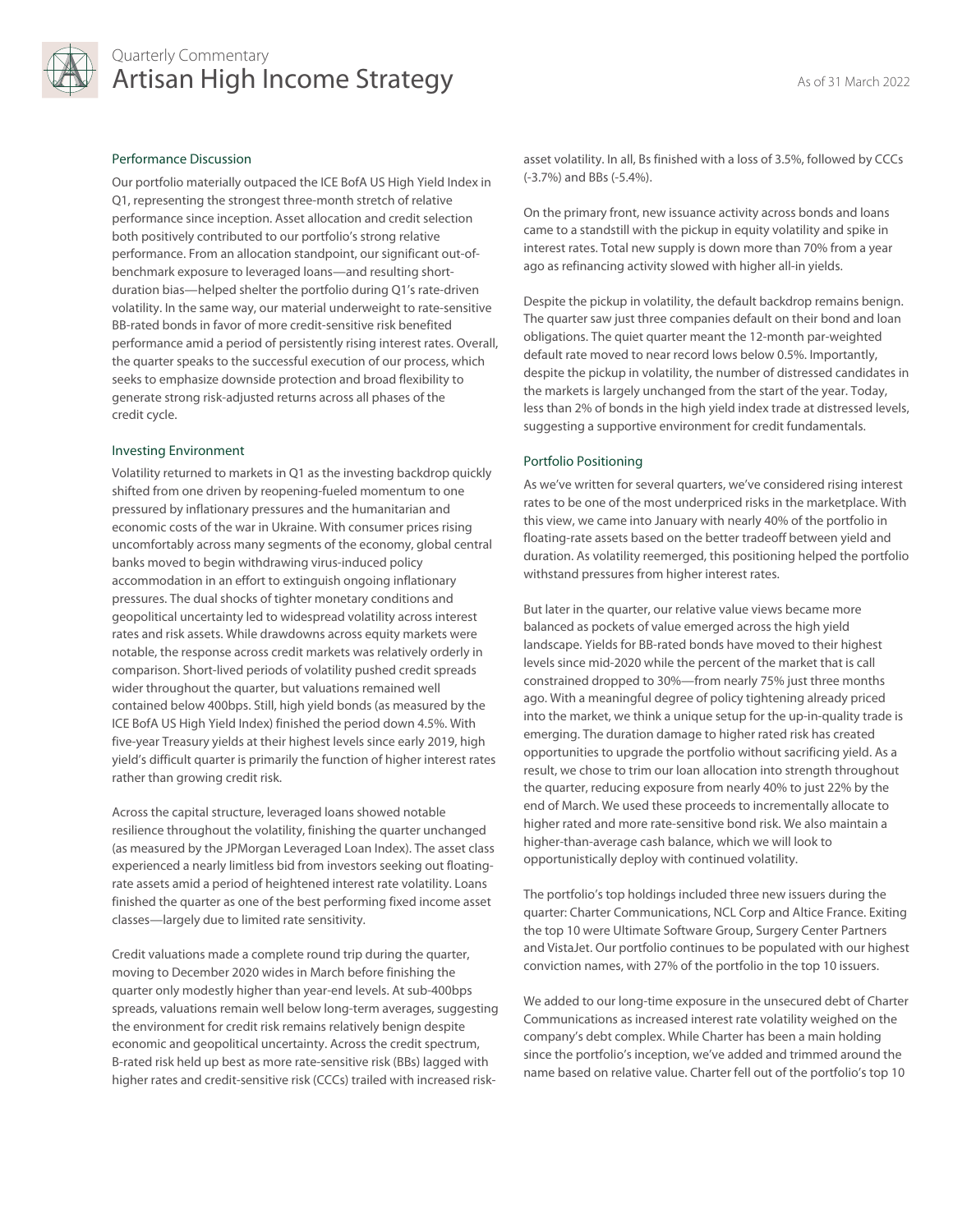## Performance Discussion

Our portfolio materially outpaced the ICE BofA US High Yield Index in Q1, representing the strongest three-month stretch of relative performance since inception. Asset allocation and credit selection both positively contributed to our portfolio's strong relative performance. From an allocation standpoint, our significant out-of-benchmark exposure to leveraged loans—and resulting short-duration bias—helped shelter the portfolio during Q1's rate-driven volatility. In the same way, our material underweight to rate-sensitive BB-rated bonds in favor of more credit-sensitive risk benefited performance amid a period of persistently rising interest rates. Overall, the quarter speaks to the successful execution of our process, which seeks to emphasize downside protection and broad flexibility to generate strong risk-adjusted returns across all phases of the credit cycle.

## Investing Environment

Volatility returned to markets in Q1 as the investing backdrop quickly shifted from one driven by reopening-fueled momentum to one pressured by inflationary pressures and the humanitarian and economic costs of the war in Ukraine. With consumer prices rising uncomfortably across many segments of the economy, global central banks moved to begin withdrawing virus-induced policy accommodation in an effort to extinguish ongoing inflationary pressures. The dual shocks of tighter monetary conditions and geopolitical uncertainty led to widespread volatility across interest rates and risk assets. While drawdowns across equity markets were notable, the response across credit markets was relatively orderly in comparison. Short-lived periods of volatility pushed credit spreads wider throughout the quarter, but valuations remained well contained below 400bps. Still, high yield bonds (as measured by the ICE BofA US High Yield Index) finished the period down 4.5%. With five-year Treasury yields at their highest levels since early 2019, high yield's difficult quarter is primarily the function of higher interest rates rather than growing credit risk.

Across the capital structure, leveraged loans showed notable resilience throughout the volatility, finishing the quarter unchanged (as measured by the JPMorgan Leveraged Loan Index). The asset class experienced a nearly limitless bid from investors seeking out floating-rate assets amid a period of heightened interest rate volatility. Loans finished the quarter as one of the best performing fixed income asset classes—largely due to limited rate sensitivity.

Credit valuations made a complete round trip during the quarter, moving to December 2020 wides in March before finishing the quarter only modestly higher than year-end levels. At sub-400bps spreads, valuations remain well below long-term averages, suggesting the environment for credit risk remains relatively benign despite economic and geopolitical uncertainty. Across the credit spectrum, B-rated risk held up best as more rate-sensitive risk (BBs) lagged with higher rates and credit-sensitive risk (CCCs) trailed with increased risk-asset volatility. In all, Bs finished with a loss of 3.5%, followed by CCCs (-3.7%) and BBs (-5.4%).

On the primary front, new issuance activity across bonds and loans came to a standstill with the pickup in equity volatility and spike in interest rates. Total new supply is down more than 70% from a year ago as refinancing activity slowed with higher all-in yields.

Despite the pickup in volatility, the default backdrop remains benign. The quarter saw just three companies default on their bond and loan obligations. The quiet quarter meant the 12-month par-weighted default rate moved to near record lows below 0.5%. Importantly, despite the pickup in volatility, the number of distressed candidates in the markets is largely unchanged from the start of the year. Today, less than 2% of bonds in the high yield index trade at distressed levels, suggesting a supportive environment for credit fundamentals.

## Portfolio Positioning

As we've written for several quarters, we've considered rising interest rates to be one of the most underpriced risks in the marketplace. With this view, we came into January with nearly 40% of the portfolio in floating-rate assets based on the better tradeoff between yield and duration. As volatility reemerged, this positioning helped the portfolio withstand pressures from higher interest rates.

But later in the quarter, our relative value views became more balanced as pockets of value emerged across the high yield landscape. Yields for BB-rated bonds have moved to their highest levels since mid-2020 while the percent of the market that is call constrained dropped to 30%—from nearly 75% just three months ago. With a meaningful degree of policy tightening already priced into the market, we think a unique setup for the up-in-quality trade is emerging. The duration damage to higher rated risk has created opportunities to upgrade the portfolio without sacrificing yield. As a result, we chose to trim our loan allocation into strength throughout the quarter, reducing exposure from nearly 40% to just 22% by the end of March. We used these proceeds to incrementally allocate to higher rated and more rate-sensitive bond risk. We also maintain a higher-than-average cash balance, which we will look to opportunistically deploy with continued volatility.

The portfolio's top holdings included three new issuers during the quarter: Charter Communications, NCL Corp and Altice France. Exiting the top 10 were Ultimate Software Group, Surgery Center Partners and VistaJet. Our portfolio continues to be populated with our highest conviction names, with 27% of the portfolio in the top 10 issuers.

We added to our long-time exposure in the unsecured debt of Charter Communications as increased interest rate volatility weighed on the company's debt complex. While Charter has been a main holding since the portfolio's inception, we've added and trimmed around the name based on relative value. Charter fell out of the portfolio's top 10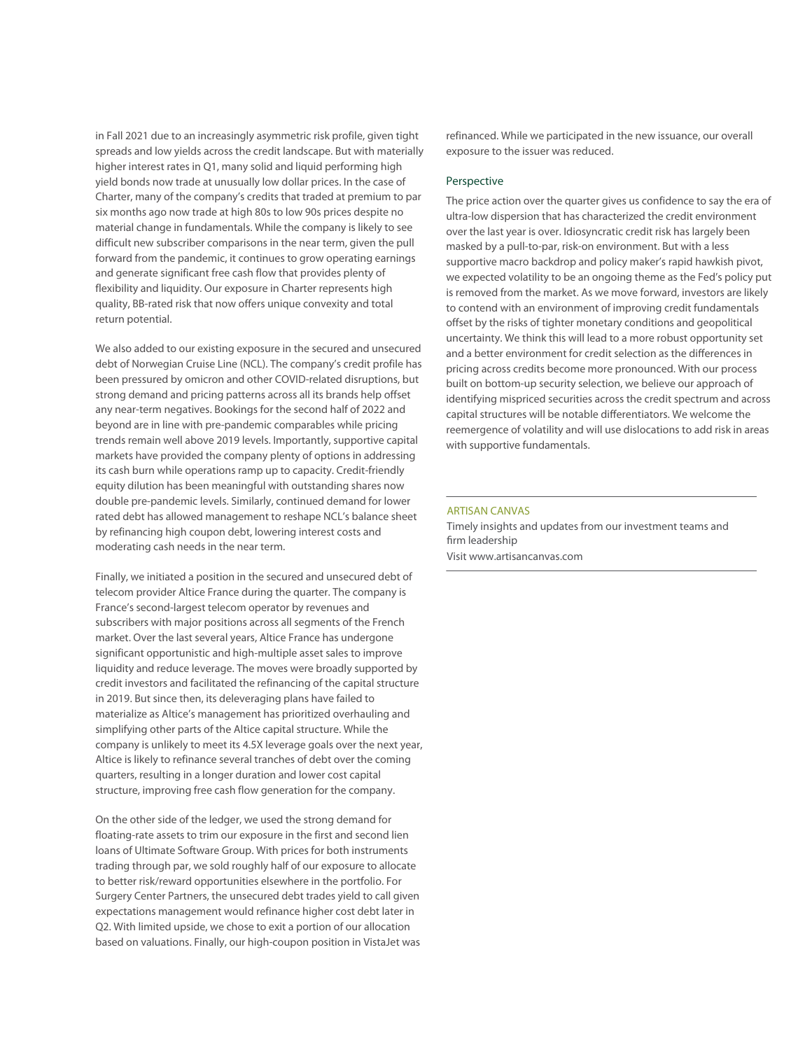in Fall 2021 due to an increasingly asymmetric risk profile, given tight spreads and low yields across the credit landscape. But with materially higher interest rates in Q1, many solid and liquid performing high yield bonds now trade at unusually low dollar prices. In the case of Charter, many of the company's credits that traded at premium to par six months ago now trade at high 80s to low 90s prices despite no material change in fundamentals. While the company is likely to see difficult new subscriber comparisons in the near term, given the pull forward from the pandemic, it continues to grow operating earnings and generate significant free cash flow that provides plenty of flexibility and liquidity. Our exposure in Charter represents high quality, BB-rated risk that now offers unique convexity and total return potential.

We also added to our existing exposure in the secured and unsecured debt of Norwegian Cruise Line (NCL). The company's credit profile has been pressured by omicron and other COVID-related disruptions, but strong demand and pricing patterns across all its brands help offset any near-term negatives. Bookings for the second half of 2022 and beyond are in line with pre-pandemic comparables while pricing trends remain well above 2019 levels. Importantly, supportive capital markets have provided the company plenty of options in addressing its cash burn while operations ramp up to capacity. Credit-friendly equity dilution has been meaningful with outstanding shares now double pre-pandemic levels. Similarly, continued demand for lower rated debt has allowed management to reshape NCL's balance sheet by refinancing high coupon debt, lowering interest costs and moderating cash needs in the near term.

Finally, we initiated a position in the secured and unsecured debt of telecom provider Altice France during the quarter. The company is France's second-largest telecom operator by revenues and subscribers with major positions across all segments of the French market. Over the last several years, Altice France has undergone significant opportunistic and high-multiple asset sales to improve liquidity and reduce leverage. The moves were broadly supported by credit investors and facilitated the refinancing of the capital structure in 2019. But since then, its deleveraging plans have failed to materialize as Altice's management has prioritized overhauling and simplifying other parts of the Altice capital structure. While the company is unlikely to meet its 4.5X leverage goals over the next year, Altice is likely to refinance several tranches of debt over the coming quarters, resulting in a longer duration and lower cost capital structure, improving free cash flow generation for the company.

On the other side of the ledger, we used the strong demand for floating-rate assets to trim our exposure in the first and second lien loans of Ultimate Software Group. With prices for both instruments trading through par, we sold roughly half of our exposure to allocate to better risk/reward opportunities elsewhere in the portfolio. For Surgery Center Partners, the unsecured debt trades yield to call given expectations management would refinance higher cost debt later in Q2. With limited upside, we chose to exit a portion of our allocation based on valuations. Finally, our high-coupon position in VistaJet was refinanced. While we participated in the new issuance, our overall exposure to the issuer was reduced.

## Perspective

The price action over the quarter gives us confidence to say the era of ultra-low dispersion that has characterized the credit environment over the last year is over. Idiosyncratic credit risk has largely been masked by a pull-to-par, risk-on environment. But with a less supportive macro backdrop and policy maker's rapid hawkish pivot, we expected volatility to be an ongoing theme as the Fed's policy put is removed from the market. As we move forward, investors are likely to contend with an environment of improving credit fundamentals offset by the risks of tighter monetary conditions and geopolitical uncertainty. We think this will lead to a more robust opportunity set and a better environment for credit selection as the differences in pricing across credits become more pronounced. With our process built on bottom-up security selection, we believe our approach of identifying mispriced securities across the credit spectrum and across capital structures will be notable differentiators. We welcome the reemergence of volatility and will use dislocations to add risk in areas with supportive fundamentals.

---

ARTISAN CANVAS

Timely insights and updates from our investment teams and firm leadership

Visit www.artisancanvas.com

---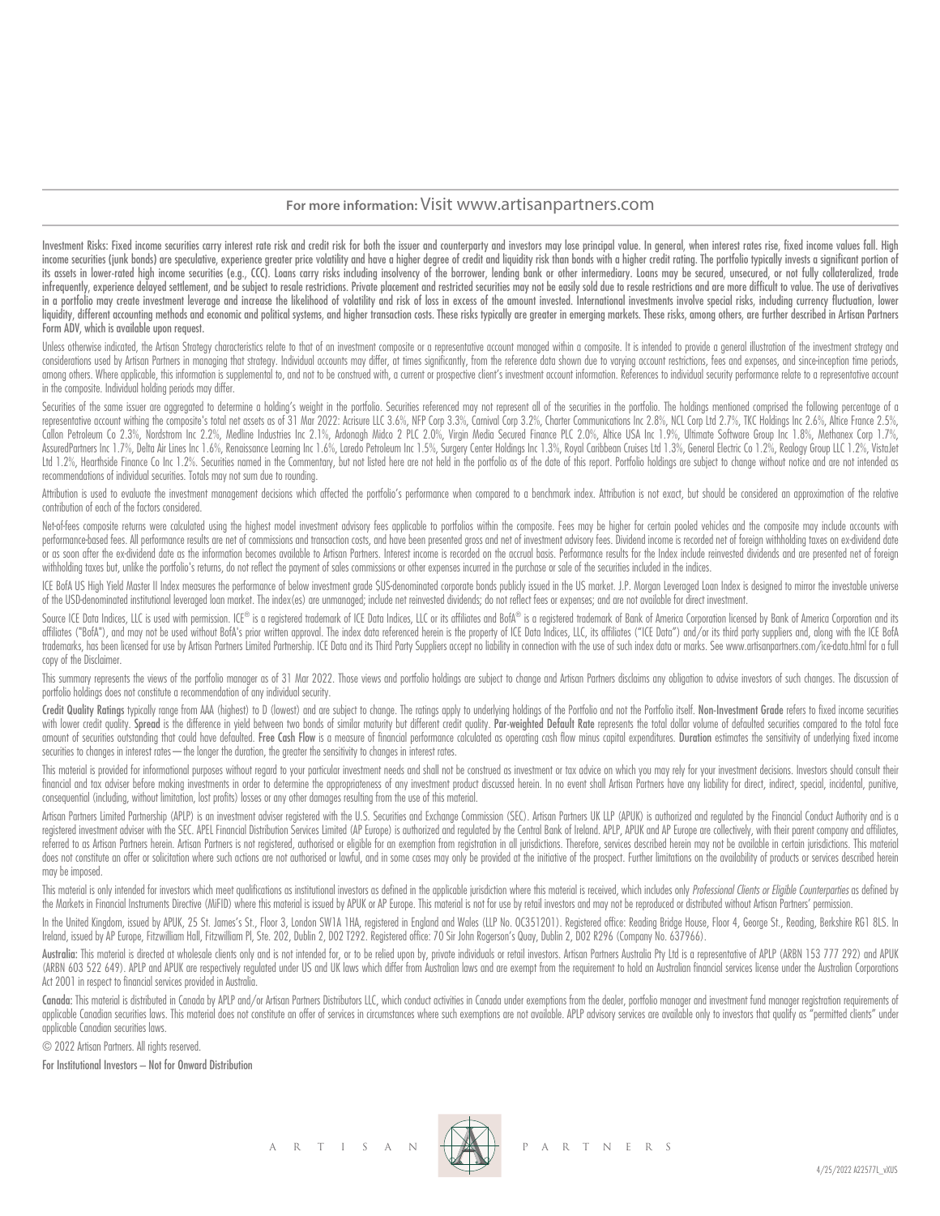**For more information:** Visit www.artisanpartners.com

Investment Risks: Fixed income securities carry interest rate risk and credit risk for both the issuer and counterparty and investors may lose principal value. In general, when interest rates rise, fixed income values fall. High income securities (junk bonds) are speculative, experience greater price volatility and have a higher degree of credit and liquidity risk than bonds with a higher credit rating. The portfolio typically invests a significant portion of its assets in lower-rated high income securities (e.g., CCC). Loans carry risks including insolvency of the borrower, lending bank or other intermediary. Loans may be secured, unsecured, or not fully collateralized, trade infrequently, experience delayed settlement, and be subject to resale restrictions. Private placement and restricted securities may not be easily sold due to resale restrictions and are more difficult to value. The use of derivatives in a portfolio may create investment leverage and increase the likelihood of volatility and risk of loss in excess of the amount invested. International investments involve special risks, including currency fluctuation, lower liquidity, different accounting methods and economic and political systems, and higher transaction costs. These risks typically are greater in emerging markets. These risks, among others, are further described in Artisan Partners Form ADV, which is available upon request.

Unless otherwise indicated, the Artisan Strategy characteristics relate to that of an investment composite or a representative account managed within a composite. It is intended to provide a general illustration of the investment strategy and considerations used by Artisan Partners in managing that strategy. Individual accounts may differ, at times significantly, from the reference data shown due to varying account restrictions, fees and expenses, and since-inception time periods, among others. Where applicable, this information is supplemental to, and not to be construed with, a current or prospective client's investment account information. References to individual security performance relate to a representative account in the composite. Individual holding periods may differ.

Securities of the same issuer are aggregated to determine a holding's weight in the portfolio. Securities referenced may not represent all of the securities in the portfolio. The holdings mentioned comprised the following percentage of a representative account withing the composite's total net assets as of 31 Mar 2022: Acrisure LLC 3.6%, NFP Corp 3.3%, Carnival Corp 3.2%, Charter Communications Inc 2.8%, NCL Corp Ltd 2.7%, TKC Holdings Inc 2.6%, Altice France 2.5%, Callon Petroleum Co 2.3%, Nordstrom Inc 2.2%, Medline Industries Inc 2.1%, Ardonagh Midco 2 PLC 2.0%, Virgin Media Secured Finance PLC 2.0%, Altice USA Inc 1.9%, Ultimate Software Group Inc 1.8%, Methanex Corp 1.7%, AssuredPartners Inc 1.7%, Delta Air Lines Inc 1.6%, Renaissance Learning Inc 1.6%, Laredo Petroleum Inc 1.5%, Surgery Center Holdings Inc 1.3%, Royal Caribbean Cruises Ltd 1.3%, General Electric Co 1.2%, Realogy Group LLC 1.2%, VistaJet Ltd 1.2%, Hearthside Finance Co Inc 1.2%. Securities named in the Commentary, but not listed here are not held in the portfolio as of the date of this report. Portfolio holdings are subject to change without notice and are not intended as recommendations of individual securities. Totals may not sum due to rounding.

Attribution is used to evaluate the investment management decisions which affected the portfolio's performance when compared to a benchmark index. Attribution is not exact, but should be considered an approximation of the relative contribution of each of the factors considered.

Net-of-fees composite returns were calculated using the highest model investment advisory fees applicable to portfolios within the composite. Fees may be higher for certain pooled vehicles and the composite may include accounts with performance-based fees. All performance results are net of commissions and transaction costs, and have been presented gross and net of investment advisory fees. Dividend income is recorded net of foreign withholding taxes on ex-dividend date or as soon after the ex-dividend date as the information becomes available to Artisan Partners. Interest income is recorded on the accrual basis. Performance results for the Index include reinvested dividends and are presented net of foreign withholding taxes but, unlike the portfolio's returns, do not reflect the payment of sales commissions or other expenses incurred in the purchase or sale of the securities included in the indices.

ICE BofA US High Yield Master II Index measures the performance of below investment grade $US-denominated corporate bonds publicly issued in the US market. J.P. Morgan Leveraged Loan Index is designed to mirror the investable universe of the USD-denominated institutional leveraged loan market. The index(es) are unmanaged; include net reinvested dividends; do not reflect fees or expenses; and are not available for direct investment.

Source ICE Data Indices, LLC is used with permission. ICE® is a registered trademark of ICE Data Indices, LLC or its affiliates and BofA® is a registered trademark of Bank of America Corporation licensed by Bank of America Corporation and its affiliates ("BofA"), and may not be used without BofA's prior written approval. The index data referenced herein is the property of ICE Data Indices, LLC, its affiliates ("ICE Data") and/or its third party suppliers and, along with the ICE BofA trademarks, has been licensed for use by Artisan Partners Limited Partnership. ICE Data and its Third Party Suppliers accept no liability in connection with the use of such index data or marks. See www.artisanpartners.com/ice-data.html for a full copy of the Disclaimer.

This summary represents the views of the portfolio manager as of 31 Mar 2022. Those views and portfolio holdings are subject to change and Artisan Partners disclaims any obligation to advise investors of such changes. The discussion of portfolio holdings does not constitute a recommendation of any individual security.

**Credit Quality Ratings** typically range from AAA (highest) to D (lowest) and are subject to change. The ratings apply to underlying holdings of the Portfolio and not the Portfolio itself. **Non-Investment Grade** refers to fixed income securities with lower credit quality. **Spread** is the difference in yield between two bonds of similar maturity but different credit quality. **Par-weighted Default Rate** represents the total dollar volume of defaulted securities compared to the total face amount of securities outstanding that could have defaulted. **Free Cash Flow** is a measure of financial performance calculated as operating cash flow minus capital expenditures. **Duration** estimates the sensitivity of underlying fixed income securities to changes in interest rates—the longer the duration, the greater the sensitivity to changes in interest rates.

This material is provided for informational purposes without regard to your particular investment needs and shall not be construed as investment or tax advice on which you may rely for your investment decisions. Investors should consult their financial and tax adviser before making investments in order to determine the appropriateness of any investment product discussed herein. In no event shall Artisan Partners have any liability for direct, indirect, special, incidental, punitive, consequential (including, without limitation, lost profits) losses or any other damages resulting from the use of this material.

Artisan Partners Limited Partnership (APLP) is an investment adviser registered with the U.S. Securities and Exchange Commission (SEC). Artisan Partners UK LLP (APUK) is authorized and regulated by the Financial Conduct Authority and is a registered investment adviser with the SEC. APEL Financial Distribution Services Limited (AP Europe) is authorized and regulated by the Central Bank of Ireland. APLP, APUK and AP Europe are collectively, with their parent company and affiliates, referred to as Artisan Partners herein. Artisan Partners is not registered, authorised or eligible for an exemption from registration in all jurisdictions. Therefore, services described herein may not be available in certain jurisdictions. This material does not constitute an offer or solicitation where such actions are not authorised or lawful, and in some cases may only be provided at the initiative of the prospect. Further limitations on the availability of products or services described herein may be imposed.

This material is only intended for investors which meet qualifications as institutional investors as defined in the applicable jurisdiction where this material is received, which includes only *Professional Clients or Eligible Counterparties* as defined by the Markets in Financial Instruments Directive (MiFID) where this material is issued by APUK or AP Europe. This material is not for use by retail investors and may not be reproduced or distributed without Artisan Partners' permission.

In the United Kingdom, issued by APUK, 25 St. James's St., Floor 3, London SW1A 1HA, registered in England and Wales (LLP No. OC351201). Registered office: Reading Bridge House, Floor 4, George St., Reading, Berkshire RG1 8LS. In Ireland, issued by AP Europe, Fitzwilliam Hall, Fitzwilliam Pl, Ste. 202, Dublin 2, D02 T292. Registered office: 70 Sir John Rogerson's Quay, Dublin 2, D02 R296 (Company No. 637966).

**Australia:** This material is directed at wholesale clients only and is not intended for, or to be relied upon by, private individuals or retail investors. Artisan Partners Australia Pty Ltd is a representative of APLP (ARBN 153 777 292) and APUK (ARBN 603 522 649). APLP and APUK are respectively regulated under US and UK laws which differ from Australian laws and are exempt from the requirement to hold an Australian financial services license under the Australian Corporations Act 2001 in respect to financial services provided in Australia.

**Canada:** This material is distributed in Canada by APLP and/or Artisan Partners Distributors LLC, which conduct activities in Canada under exemptions from the dealer, portfolio manager and investment fund manager registration requirements of applicable Canadian securities laws. This material does not constitute an offer of services in circumstances where such exemptions are not available. APLP advisory services are available only to investors that qualify as "permitted clients" under applicable Canadian securities laws.

© 2022 Artisan Partners. All rights reserved.

**For Institutional Investors – Not for Onward Distribution**

ARTISAN PARTNERS

4/25/2022 A22577L_vXUS